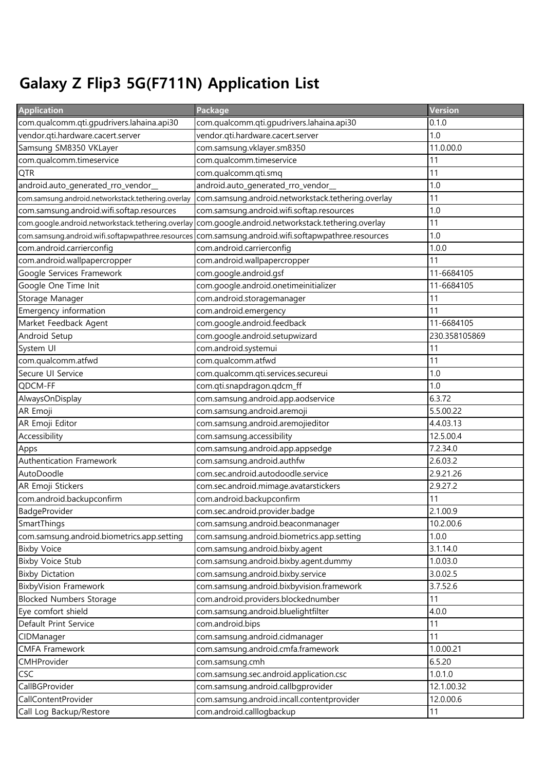# Galaxy Z Flip3 5G(F711N) Application List

| Application | Package | Version |
| --- | --- | --- |
| com.qualcomm.qti.gpudrivers.lahaina.api30 | com.qualcomm.qti.gpudrivers.lahaina.api30 | 0.1.0 |
| vendor.qti.hardware.cacert.server | vendor.qti.hardware.cacert.server | 1.0 |
| Samsung SM8350 VKLayer | com.samsung.vklayer.sm8350 | 11.0.00.0 |
| com.qualcomm.timeservice | com.qualcomm.timeservice | 11 |
| QTR | com.qualcomm.qti.smq | 11 |
| android.auto_generated_rro_vendor__ | android.auto_generated_rro_vendor__ | 1.0 |
| com.samsung.android.networkstack.tethering.overlay | com.samsung.android.networkstack.tethering.overlay | 11 |
| com.samsung.android.wifi.softap.resources | com.samsung.android.wifi.softap.resources | 1.0 |
| com.google.android.networkstack.tethering.overlay | com.google.android.networkstack.tethering.overlay | 11 |
| com.samsung.android.wifi.softapwpathree.resources | com.samsung.android.wifi.softapwpathree.resources | 1.0 |
| com.android.carrierconfig | com.android.carrierconfig | 1.0.0 |
| com.android.wallpapercropper | com.android.wallpapercropper | 11 |
| Google Services Framework | com.google.android.gsf | 11-6684105 |
| Google One Time Init | com.google.android.onetimeinitializer | 11-6684105 |
| Storage Manager | com.android.storagemanager | 11 |
| Emergency information | com.android.emergency | 11 |
| Market Feedback Agent | com.google.android.feedback | 11-6684105 |
| Android Setup | com.google.android.setupwizard | 230.358105869 |
| System UI | com.android.systemui | 11 |
| com.qualcomm.atfwd | com.qualcomm.atfwd | 11 |
| Secure UI Service | com.qualcomm.qti.services.secureui | 1.0 |
| QDCM-FF | com.qti.snapdragon.qdcm_ff | 1.0 |
| AlwaysOnDisplay | com.samsung.android.app.aodservice | 6.3.72 |
| AR Emoji | com.samsung.android.aremoji | 5.5.00.22 |
| AR Emoji Editor | com.samsung.android.aremojieditor | 4.4.03.13 |
| Accessibility | com.samsung.accessibility | 12.5.00.4 |
| Apps | com.samsung.android.app.appsedge | 7.2.34.0 |
| Authentication Framework | com.samsung.android.authfw | 2.6.03.2 |
| AutoDoodle | com.sec.android.autodoodle.service | 2.9.21.26 |
| AR Emoji Stickers | com.sec.android.mimage.avatarstickers | 2.9.27.2 |
| com.android.backupconfirm | com.android.backupconfirm | 11 |
| BadgeProvider | com.sec.android.provider.badge | 2.1.00.9 |
| SmartThings | com.samsung.android.beaconmanager | 10.2.00.6 |
| com.samsung.android.biometrics.app.setting | com.samsung.android.biometrics.app.setting | 1.0.0 |
| Bixby Voice | com.samsung.android.bixby.agent | 3.1.14.0 |
| Bixby Voice Stub | com.samsung.android.bixby.agent.dummy | 1.0.03.0 |
| Bixby Dictation | com.samsung.android.bixby.service | 3.0.02.5 |
| BixbyVision Framework | com.samsung.android.bixbyvision.framework | 3.7.52.6 |
| Blocked Numbers Storage | com.android.providers.blockednumber | 11 |
| Eye comfort shield | com.samsung.android.bluelightfilter | 4.0.0 |
| Default Print Service | com.android.bips | 11 |
| CIDManager | com.samsung.android.cidmanager | 11 |
| CMFA Framework | com.samsung.android.cmfa.framework | 1.0.00.21 |
| CMHProvider | com.samsung.cmh | 6.5.20 |
| CSC | com.samsung.sec.android.application.csc | 1.0.1.0 |
| CallBGProvider | com.samsung.android.callbgprovider | 12.1.00.32 |
| CallContentProvider | com.samsung.android.incall.contentprovider | 12.0.00.6 |
| Call Log Backup/Restore | com.android.calllogbackup | 11 |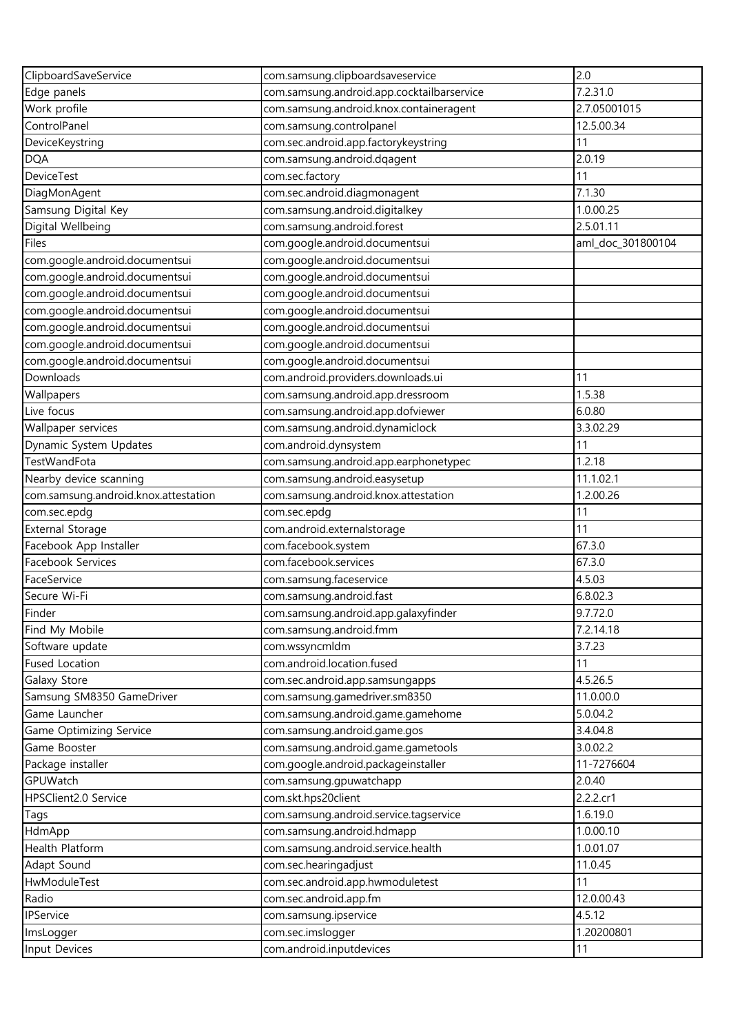| ClipboardSaveService | com.samsung.clipboardsaveservice | 2.0 |
|---|---|---|
| Edge panels | com.samsung.android.app.cocktailbarservice | 7.2.31.0 |
| Work profile | com.samsung.android.knox.containeragent | 2.7.05001015 |
| ControlPanel | com.samsung.controlpanel | 12.5.00.34 |
| DeviceKeystring | com.sec.android.app.factorykeystring | 11 |
| DQA | com.samsung.android.dqagent | 2.0.19 |
| DeviceTest | com.sec.factory | 11 |
| DiagMonAgent | com.sec.android.diagmonagent | 7.1.30 |
| Samsung Digital Key | com.samsung.android.digitalkey | 1.0.00.25 |
| Digital Wellbeing | com.samsung.android.forest | 2.5.01.11 |
| Files | com.google.android.documentsui | aml_doc_301800104 |
| com.google.android.documentsui | com.google.android.documentsui | |
| com.google.android.documentsui | com.google.android.documentsui | |
| com.google.android.documentsui | com.google.android.documentsui | |
| com.google.android.documentsui | com.google.android.documentsui | |
| com.google.android.documentsui | com.google.android.documentsui | |
| com.google.android.documentsui | com.google.android.documentsui | |
| com.google.android.documentsui | com.google.android.documentsui | |
| Downloads | com.android.providers.downloads.ui | 11 |
| Wallpapers | com.samsung.android.app.dressroom | 1.5.38 |
| Live focus | com.samsung.android.app.dofviewer | 6.0.80 |
| Wallpaper services | com.samsung.android.dynamiclock | 3.3.02.29 |
| Dynamic System Updates | com.android.dynsystem | 11 |
| TestWandFota | com.samsung.android.app.earphonetypec | 1.2.18 |
| Nearby device scanning | com.samsung.android.easysetup | 11.1.02.1 |
| com.samsung.android.knox.attestation | com.samsung.android.knox.attestation | 1.2.00.26 |
| com.sec.epdg | com.sec.epdg | 11 |
| External Storage | com.android.externalstorage | 11 |
| Facebook App Installer | com.facebook.system | 67.3.0 |
| Facebook Services | com.facebook.services | 67.3.0 |
| FaceService | com.samsung.faceservice | 4.5.03 |
| Secure Wi-Fi | com.samsung.android.fast | 6.8.02.3 |
| Finder | com.samsung.android.app.galaxyfinder | 9.7.72.0 |
| Find My Mobile | com.samsung.android.fmm | 7.2.14.18 |
| Software update | com.wssyncmldm | 3.7.23 |
| Fused Location | com.android.location.fused | 11 |
| Galaxy Store | com.sec.android.app.samsungapps | 4.5.26.5 |
| Samsung SM8350 GameDriver | com.samsung.gamedriver.sm8350 | 11.0.00.0 |
| Game Launcher | com.samsung.android.game.gamehome | 5.0.04.2 |
| Game Optimizing Service | com.samsung.android.game.gos | 3.4.04.8 |
| Game Booster | com.samsung.android.game.gametools | 3.0.02.2 |
| Package installer | com.google.android.packageinstaller | 11-7276604 |
| GPUWatch | com.samsung.gpuwatchapp | 2.0.40 |
| HPSClient2.0 Service | com.skt.hps20client | 2.2.2.cr1 |
| Tags | com.samsung.android.service.tagservice | 1.6.19.0 |
| HdmApp | com.samsung.android.hdmapp | 1.0.00.10 |
| Health Platform | com.samsung.android.service.health | 1.0.01.07 |
| Adapt Sound | com.sec.hearingadjust | 11.0.45 |
| HwModuleTest | com.sec.android.app.hwmoduletest | 11 |
| Radio | com.sec.android.app.fm | 12.0.00.43 |
| IPService | com.samsung.ipservice | 4.5.12 |
| ImsLogger | com.sec.imslogger | 1.20200801 |
| Input Devices | com.android.inputdevices | 11 |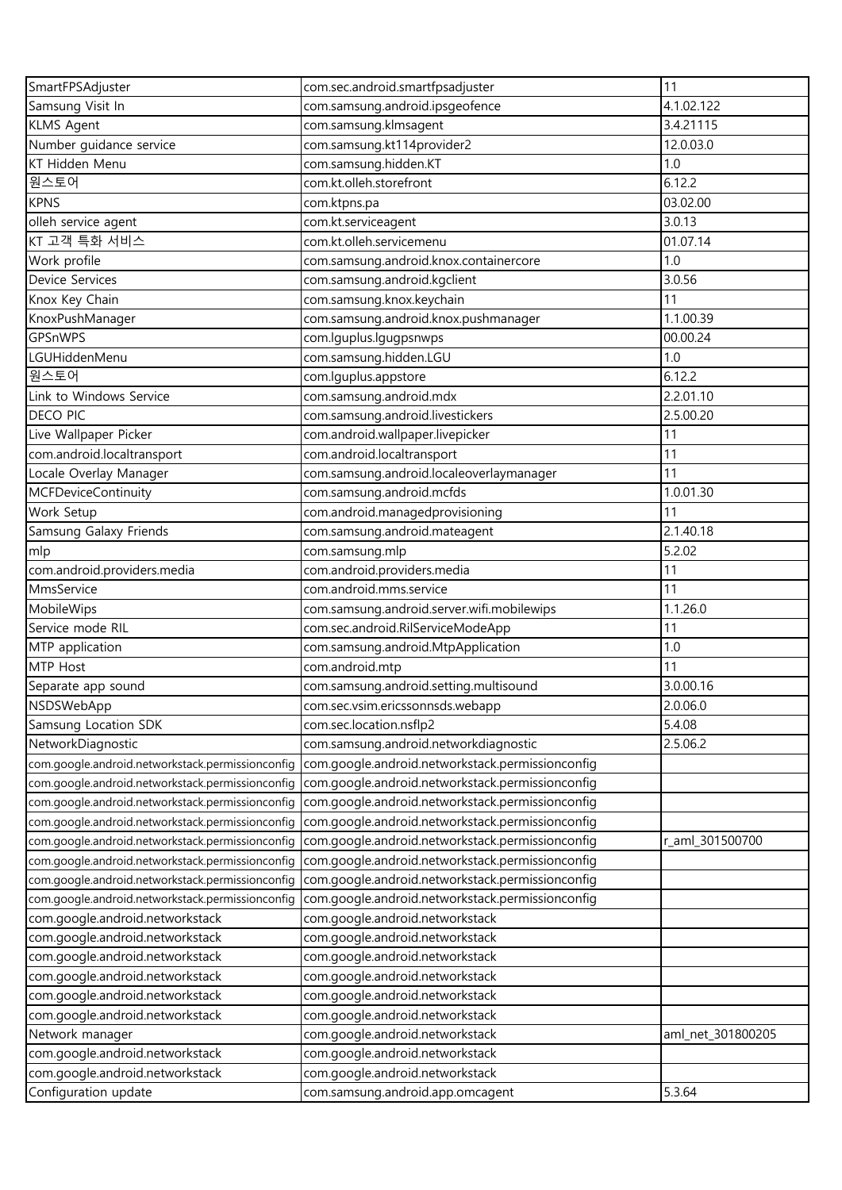| SmartFPSAdjuster | com.sec.android.smartfpsadjuster | 11 |
|---|---|---|
| Samsung Visit In | com.samsung.android.ipsgeofence | 4.1.02.122 |
| KLMS Agent | com.samsung.klmsagent | 3.4.21115 |
| Number guidance service | com.samsung.kt114provider2 | 12.0.03.0 |
| KT Hidden Menu | com.samsung.hidden.KT | 1.0 |
| 원스토어 | com.kt.olleh.storefront | 6.12.2 |
| KPNS | com.ktpns.pa | 03.02.00 |
| olleh service agent | com.kt.serviceagent | 3.0.13 |
| KT 고객 특화 서비스 | com.kt.olleh.servicemenu | 01.07.14 |
| Work profile | com.samsung.android.knox.containercore | 1.0 |
| Device Services | com.samsung.android.kgclient | 3.0.56 |
| Knox Key Chain | com.samsung.knox.keychain | 11 |
| KnoxPushManager | com.samsung.android.knox.pushmanager | 1.1.00.39 |
| GPSnWPS | com.lguplus.lgugpsnwps | 00.00.24 |
| LGUHiddenMenu | com.samsung.hidden.LGU | 1.0 |
| 원스토어 | com.lguplus.appstore | 6.12.2 |
| Link to Windows Service | com.samsung.android.mdx | 2.2.01.10 |
| DECO PIC | com.samsung.android.livestickers | 2.5.00.20 |
| Live Wallpaper Picker | com.android.wallpaper.livepicker | 11 |
| com.android.localtransport | com.android.localtransport | 11 |
| Locale Overlay Manager | com.samsung.android.localeoverlaymanager | 11 |
| MCFDeviceContinuity | com.samsung.android.mcfds | 1.0.01.30 |
| Work Setup | com.android.managedprovisioning | 11 |
| Samsung Galaxy Friends | com.samsung.android.mateagent | 2.1.40.18 |
| mlp | com.samsung.mlp | 5.2.02 |
| com.android.providers.media | com.android.providers.media | 11 |
| MmsService | com.android.mms.service | 11 |
| MobileWips | com.samsung.android.server.wifi.mobilewips | 1.1.26.0 |
| Service mode RIL | com.sec.android.RilServiceModeApp | 11 |
| MTP application | com.samsung.android.MtpApplication | 1.0 |
| MTP Host | com.android.mtp | 11 |
| Separate app sound | com.samsung.android.setting.multisound | 3.0.00.16 |
| NSDSWebApp | com.sec.vsim.ericssonnsds.webapp | 2.0.06.0 |
| Samsung Location SDK | com.sec.location.nsflp2 | 5.4.08 |
| NetworkDiagnostic | com.samsung.android.networkdiagnostic | 2.5.06.2 |
| com.google.android.networkstack.permissionconfig | com.google.android.networkstack.permissionconfig | |
| com.google.android.networkstack.permissionconfig | com.google.android.networkstack.permissionconfig | |
| com.google.android.networkstack.permissionconfig | com.google.android.networkstack.permissionconfig | |
| com.google.android.networkstack.permissionconfig | com.google.android.networkstack.permissionconfig | |
| com.google.android.networkstack.permissionconfig | com.google.android.networkstack.permissionconfig | r_aml_301500700 |
| com.google.android.networkstack.permissionconfig | com.google.android.networkstack.permissionconfig | |
| com.google.android.networkstack.permissionconfig | com.google.android.networkstack.permissionconfig | |
| com.google.android.networkstack.permissionconfig | com.google.android.networkstack.permissionconfig | |
| com.google.android.networkstack | com.google.android.networkstack | |
| com.google.android.networkstack | com.google.android.networkstack | |
| com.google.android.networkstack | com.google.android.networkstack | |
| com.google.android.networkstack | com.google.android.networkstack | |
| com.google.android.networkstack | com.google.android.networkstack | |
| com.google.android.networkstack | com.google.android.networkstack | |
| Network manager | com.google.android.networkstack | aml_net_301800205 |
| com.google.android.networkstack | com.google.android.networkstack | |
| com.google.android.networkstack | com.google.android.networkstack | |
| Configuration update | com.samsung.android.app.omcagent | 5.3.64 |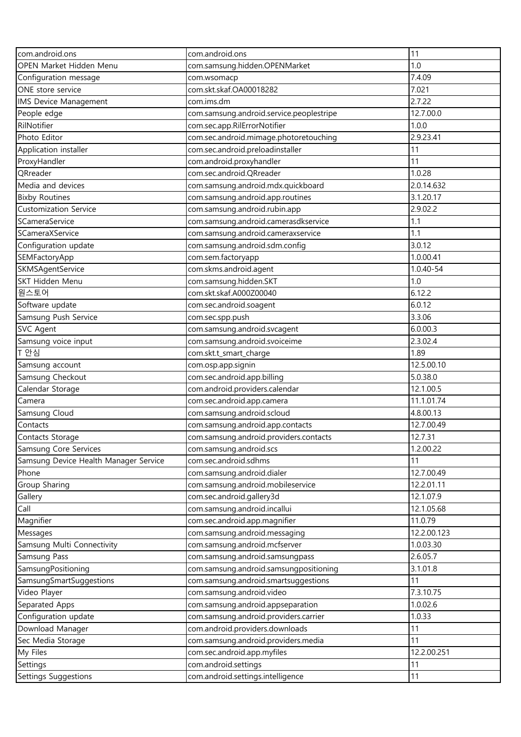| com.android.ons | com.android.ons | 11 |
|---|---|---|
| OPEN Market Hidden Menu | com.samsung.hidden.OPENMarket | 1.0 |
| Configuration message | com.wsomacp | 7.4.09 |
| ONE store service | com.skt.skaf.OA00018282 | 7.021 |
| IMS Device Management | com.ims.dm | 2.7.22 |
| People edge | com.samsung.android.service.peoplestripe | 12.7.00.0 |
| RilNotifier | com.sec.app.RilErrorNotifier | 1.0.0 |
| Photo Editor | com.sec.android.mimage.photoretouching | 2.9.23.41 |
| Application installer | com.sec.android.preloadinstaller | 11 |
| ProxyHandler | com.android.proxyhandler | 11 |
| QRreader | com.sec.android.QRreader | 1.0.28 |
| Media and devices | com.samsung.android.mdx.quickboard | 2.0.14.632 |
| Bixby Routines | com.samsung.android.app.routines | 3.1.20.17 |
| Customization Service | com.samsung.android.rubin.app | 2.9.02.2 |
| SCameraService | com.samsung.android.camerasdkservice | 1.1 |
| SCameraXService | com.samsung.android.cameraxservice | 1.1 |
| Configuration update | com.samsung.android.sdm.config | 3.0.12 |
| SEMFactoryApp | com.sem.factoryapp | 1.0.00.41 |
| SKMSAgentService | com.skms.android.agent | 1.0.40-54 |
| SKT Hidden Menu | com.samsung.hidden.SKT | 1.0 |
| 원스토어 | com.skt.skaf.A000Z00040 | 6.12.2 |
| Software update | com.sec.android.soagent | 6.0.12 |
| Samsung Push Service | com.sec.spp.push | 3.3.06 |
| SVC Agent | com.samsung.android.svcagent | 6.0.00.3 |
| Samsung voice input | com.samsung.android.svoiceime | 2.3.02.4 |
| T 안심 | com.skt.t_smart_charge | 1.89 |
| Samsung account | com.osp.app.signin | 12.5.00.10 |
| Samsung Checkout | com.sec.android.app.billing | 5.0.38.0 |
| Calendar Storage | com.android.providers.calendar | 12.1.00.5 |
| Camera | com.sec.android.app.camera | 11.1.01.74 |
| Samsung Cloud | com.samsung.android.scloud | 4.8.00.13 |
| Contacts | com.samsung.android.app.contacts | 12.7.00.49 |
| Contacts Storage | com.samsung.android.providers.contacts | 12.7.31 |
| Samsung Core Services | com.samsung.android.scs | 1.2.00.22 |
| Samsung Device Health Manager Service | com.sec.android.sdhms | 11 |
| Phone | com.samsung.android.dialer | 12.7.00.49 |
| Group Sharing | com.samsung.android.mobileservice | 12.2.01.11 |
| Gallery | com.sec.android.gallery3d | 12.1.07.9 |
| Call | com.samsung.android.incallui | 12.1.05.68 |
| Magnifier | com.sec.android.app.magnifier | 11.0.79 |
| Messages | com.samsung.android.messaging | 12.2.00.123 |
| Samsung Multi Connectivity | com.samsung.android.mcfserver | 1.0.03.30 |
| Samsung Pass | com.samsung.android.samsungpass | 2.6.05.7 |
| SamsungPositioning | com.samsung.android.samsungpositioning | 3.1.01.8 |
| SamsungSmartSuggestions | com.samsung.android.smartsuggestions | 11 |
| Video Player | com.samsung.android.video | 7.3.10.75 |
| Separated Apps | com.samsung.android.appseparation | 1.0.02.6 |
| Configuration update | com.samsung.android.providers.carrier | 1.0.33 |
| Download Manager | com.android.providers.downloads | 11 |
| Sec Media Storage | com.samsung.android.providers.media | 11 |
| My Files | com.sec.android.app.myfiles | 12.2.00.251 |
| Settings | com.android.settings | 11 |
| Settings Suggestions | com.android.settings.intelligence | 11 |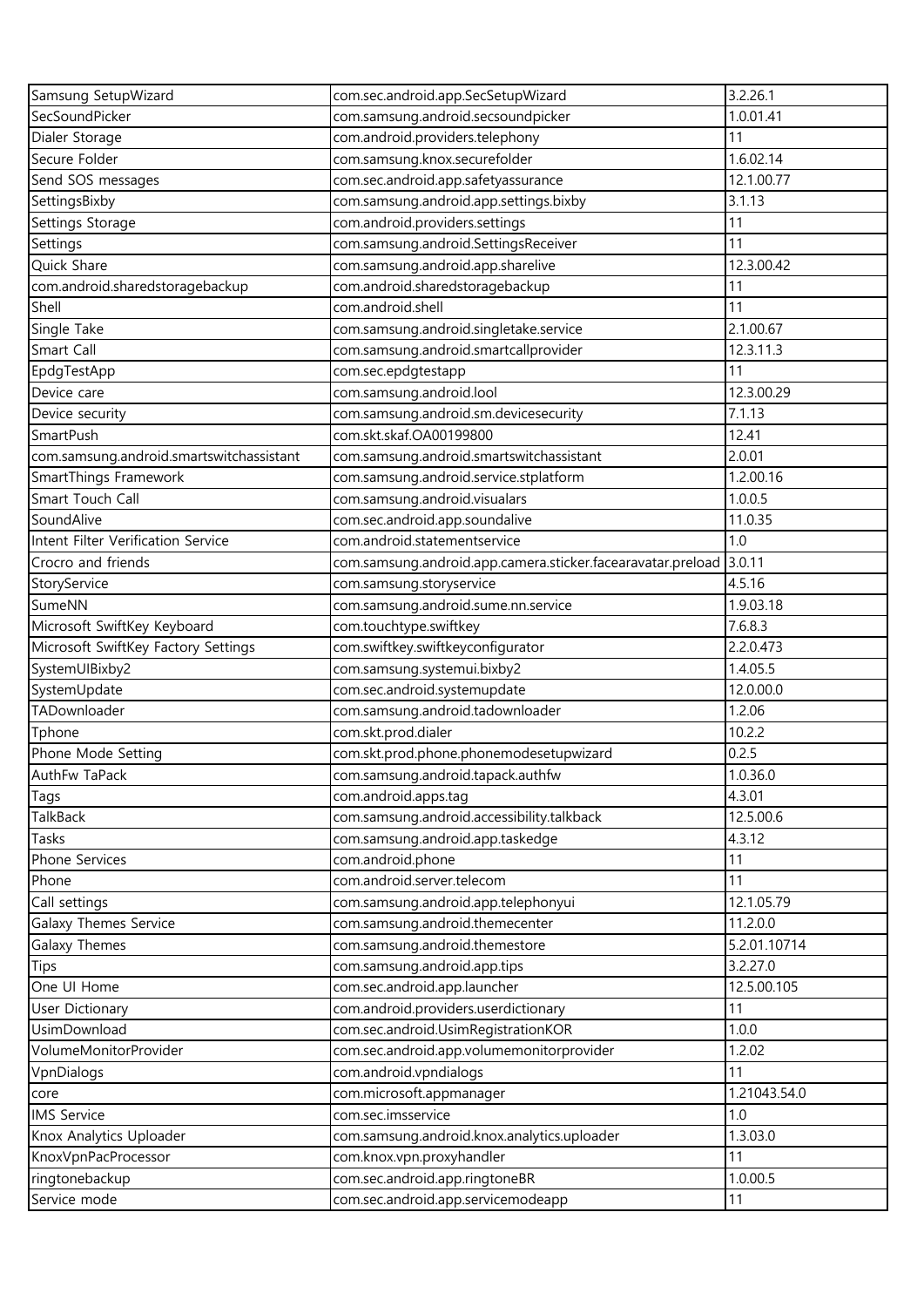| Samsung SetupWizard | com.sec.android.app.SecSetupWizard | 3.2.26.1 |
|---|---|---|
| SecSoundPicker | com.samsung.android.secsoundpicker | 1.0.01.41 |
| Dialer Storage | com.android.providers.telephony | 11 |
| Secure Folder | com.samsung.knox.securefolder | 1.6.02.14 |
| Send SOS messages | com.sec.android.app.safetyassurance | 12.1.00.77 |
| SettingsBixby | com.samsung.android.app.settings.bixby | 3.1.13 |
| Settings Storage | com.android.providers.settings | 11 |
| Settings | com.samsung.android.SettingsReceiver | 11 |
| Quick Share | com.samsung.android.app.sharelive | 12.3.00.42 |
| com.android.sharedstoragebackup | com.android.sharedstoragebackup | 11 |
| Shell | com.android.shell | 11 |
| Single Take | com.samsung.android.singletake.service | 2.1.00.67 |
| Smart Call | com.samsung.android.smartcallprovider | 12.3.11.3 |
| EpdgTestApp | com.sec.epdgtestapp | 11 |
| Device care | com.samsung.android.lool | 12.3.00.29 |
| Device security | com.samsung.android.sm.devicesecurity | 7.1.13 |
| SmartPush | com.skt.skaf.OA00199800 | 12.41 |
| com.samsung.android.smartswitchassistant | com.samsung.android.smartswitchassistant | 2.0.01 |
| SmartThings Framework | com.samsung.android.service.stplatform | 1.2.00.16 |
| Smart Touch Call | com.samsung.android.visualars | 1.0.0.5 |
| SoundAlive | com.sec.android.app.soundalive | 11.0.35 |
| Intent Filter Verification Service | com.android.statementservice | 1.0 |
| Crocro and friends | com.samsung.android.app.camera.sticker.facearavatar.preload | 3.0.11 |
| StoryService | com.samsung.storyservice | 4.5.16 |
| SumeNN | com.samsung.android.sume.nn.service | 1.9.03.18 |
| Microsoft SwiftKey Keyboard | com.touchtype.swiftkey | 7.6.8.3 |
| Microsoft SwiftKey Factory Settings | com.swiftkey.swiftkeyconfigurator | 2.2.0.473 |
| SystemUIBixby2 | com.samsung.systemui.bixby2 | 1.4.05.5 |
| SystemUpdate | com.sec.android.systemupdate | 12.0.00.0 |
| TADownloader | com.samsung.android.tadownloader | 1.2.06 |
| Tphone | com.skt.prod.dialer | 10.2.2 |
| Phone Mode Setting | com.skt.prod.phone.phonemodesetupwizard | 0.2.5 |
| AuthFw TaPack | com.samsung.android.tapack.authfw | 1.0.36.0 |
| Tags | com.android.apps.tag | 4.3.01 |
| TalkBack | com.samsung.android.accessibility.talkback | 12.5.00.6 |
| Tasks | com.samsung.android.app.taskedge | 4.3.12 |
| Phone Services | com.android.phone | 11 |
| Phone | com.android.server.telecom | 11 |
| Call settings | com.samsung.android.app.telephonyui | 12.1.05.79 |
| Galaxy Themes Service | com.samsung.android.themecenter | 11.2.0.0 |
| Galaxy Themes | com.samsung.android.themestore | 5.2.01.10714 |
| Tips | com.samsung.android.app.tips | 3.2.27.0 |
| One UI Home | com.sec.android.app.launcher | 12.5.00.105 |
| User Dictionary | com.android.providers.userdictionary | 11 |
| UsimDownload | com.sec.android.UsimRegistrationKOR | 1.0.0 |
| VolumeMonitorProvider | com.sec.android.app.volumemonitorprovider | 1.2.02 |
| VpnDialogs | com.android.vpndialogs | 11 |
| core | com.microsoft.appmanager | 1.21043.54.0 |
| IMS Service | com.sec.imsservice | 1.0 |
| Knox Analytics Uploader | com.samsung.android.knox.analytics.uploader | 1.3.03.0 |
| KnoxVpnPacProcessor | com.knox.vpn.proxyhandler | 11 |
| ringtonebackup | com.sec.android.app.ringtoneBR | 1.0.00.5 |
| Service mode | com.sec.android.app.servicemodeapp | 11 |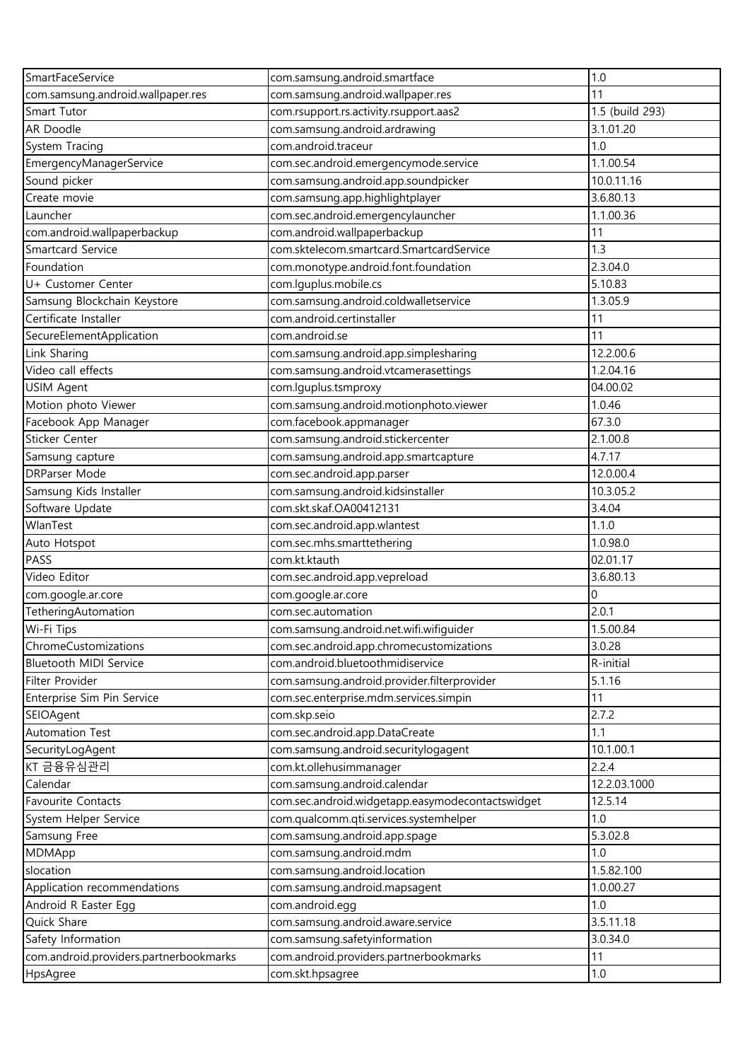| SmartFaceService | com.samsung.android.smartface | 1.0 |
|---|---|---|
| com.samsung.android.wallpaper.res | com.samsung.android.wallpaper.res | 11 |
| Smart Tutor | com.rsupport.rs.activity.rsupport.aas2 | 1.5 (build 293) |
| AR Doodle | com.samsung.android.ardrawing | 3.1.01.20 |
| System Tracing | com.android.traceur | 1.0 |
| EmergencyManagerService | com.sec.android.emergencymode.service | 1.1.00.54 |
| Sound picker | com.samsung.android.app.soundpicker | 10.0.11.16 |
| Create movie | com.samsung.app.highlightplayer | 3.6.80.13 |
| Launcher | com.sec.android.emergencylauncher | 1.1.00.36 |
| com.android.wallpaperbackup | com.android.wallpaperbackup | 11 |
| Smartcard Service | com.sktelecom.smartcard.SmartcardService | 1.3 |
| Foundation | com.monotype.android.font.foundation | 2.3.04.0 |
| U+ Customer Center | com.lguplus.mobile.cs | 5.10.83 |
| Samsung Blockchain Keystore | com.samsung.android.coldwalletservice | 1.3.05.9 |
| Certificate Installer | com.android.certinstaller | 11 |
| SecureElementApplication | com.android.se | 11 |
| Link Sharing | com.samsung.android.app.simplesharing | 12.2.00.6 |
| Video call effects | com.samsung.android.vtcamerasettings | 1.2.04.16 |
| USIM Agent | com.lguplus.tsmproxy | 04.00.02 |
| Motion photo Viewer | com.samsung.android.motionphoto.viewer | 1.0.46 |
| Facebook App Manager | com.facebook.appmanager | 67.3.0 |
| Sticker Center | com.samsung.android.stickercenter | 2.1.00.8 |
| Samsung capture | com.samsung.android.app.smartcapture | 4.7.17 |
| DRParser Mode | com.sec.android.app.parser | 12.0.00.4 |
| Samsung Kids Installer | com.samsung.android.kidsinstaller | 10.3.05.2 |
| Software Update | com.skt.skaf.OA00412131 | 3.4.04 |
| WlanTest | com.sec.android.app.wlantest | 1.1.0 |
| Auto Hotspot | com.sec.mhs.smarttethering | 1.0.98.0 |
| PASS | com.kt.ktauth | 02.01.17 |
| Video Editor | com.sec.android.app.vepreload | 3.6.80.13 |
| com.google.ar.core | com.google.ar.core | 0 |
| TetheringAutomation | com.sec.automation | 2.0.1 |
| Wi-Fi Tips | com.samsung.android.net.wifi.wifiguider | 1.5.00.84 |
| ChromeCustomizations | com.sec.android.app.chromecustomizations | 3.0.28 |
| Bluetooth MIDI Service | com.android.bluetoothmidiservice | R-initial |
| Filter Provider | com.samsung.android.provider.filterprovider | 5.1.16 |
| Enterprise Sim Pin Service | com.sec.enterprise.mdm.services.simpin | 11 |
| SEIOAgent | com.skp.seio | 2.7.2 |
| Automation Test | com.sec.android.app.DataCreate | 1.1 |
| SecurityLogAgent | com.samsung.android.securitylogagent | 10.1.00.1 |
| KT 금융유심관리 | com.kt.ollehusimmanager | 2.2.4 |
| Calendar | com.samsung.android.calendar | 12.2.03.1000 |
| Favourite Contacts | com.sec.android.widgetapp.easymodecontactswidget | 12.5.14 |
| System Helper Service | com.qualcomm.qti.services.systemhelper | 1.0 |
| Samsung Free | com.samsung.android.app.spage | 5.3.02.8 |
| MDMApp | com.samsung.android.mdm | 1.0 |
| slocation | com.samsung.android.location | 1.5.82.100 |
| Application recommendations | com.samsung.android.mapsagent | 1.0.00.27 |
| Android R Easter Egg | com.android.egg | 1.0 |
| Quick Share | com.samsung.android.aware.service | 3.5.11.18 |
| Safety Information | com.samsung.safetyinformation | 3.0.34.0 |
| com.android.providers.partnerbookmarks | com.android.providers.partnerbookmarks | 11 |
| HpsAgree | com.skt.hpsagree | 1.0 |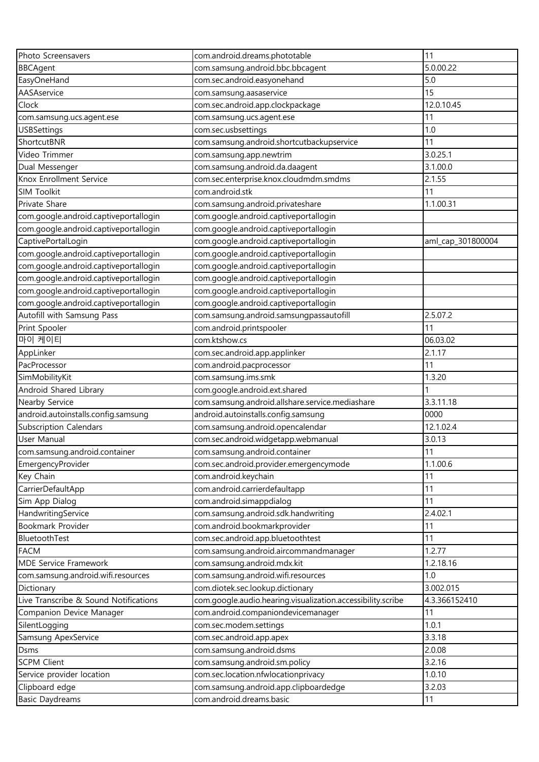| Photo Screensavers | com.android.dreams.phototable | 11 |
|---|---|---|
| BBCAgent | com.samsung.android.bbc.bbcagent | 5.0.00.22 |
| EasyOneHand | com.sec.android.easyonehand | 5.0 |
| AASAservice | com.samsung.aasaservice | 15 |
| Clock | com.sec.android.app.clockpackage | 12.0.10.45 |
| com.samsung.ucs.agent.ese | com.samsung.ucs.agent.ese | 11 |
| USBSettings | com.sec.usbsettings | 1.0 |
| ShortcutBNR | com.samsung.android.shortcutbackupservice | 11 |
| Video Trimmer | com.samsung.app.newtrim | 3.0.25.1 |
| Dual Messenger | com.samsung.android.da.daagent | 3.1.00.0 |
| Knox Enrollment Service | com.sec.enterprise.knox.cloudmdm.smdms | 2.1.55 |
| SIM Toolkit | com.android.stk | 11 |
| Private Share | com.samsung.android.privateshare | 1.1.00.31 |
| com.google.android.captiveportallogin | com.google.android.captiveportallogin | |
| com.google.android.captiveportallogin | com.google.android.captiveportallogin | |
| CaptivePortalLogin | com.google.android.captiveportallogin | aml_cap_301800004 |
| com.google.android.captiveportallogin | com.google.android.captiveportallogin | |
| com.google.android.captiveportallogin | com.google.android.captiveportallogin | |
| com.google.android.captiveportallogin | com.google.android.captiveportallogin | |
| com.google.android.captiveportallogin | com.google.android.captiveportallogin | |
| com.google.android.captiveportallogin | com.google.android.captiveportallogin | |
| Autofill with Samsung Pass | com.samsung.android.samsungpassautofill | 2.5.07.2 |
| Print Spooler | com.android.printspooler | 11 |
| 마이 케이티 | com.ktshow.cs | 06.03.02 |
| AppLinker | com.sec.android.app.applinker | 2.1.17 |
| PacProcessor | com.android.pacprocessor | 11 |
| SimMobilityKit | com.samsung.ims.smk | 1.3.20 |
| Android Shared Library | com.google.android.ext.shared | 1 |
| Nearby Service | com.samsung.android.allshare.service.mediashare | 3.3.11.18 |
| android.autoinstalls.config.samsung | android.autoinstalls.config.samsung | 0000 |
| Subscription Calendars | com.samsung.android.opencalendar | 12.1.02.4 |
| User Manual | com.sec.android.widgetapp.webmanual | 3.0.13 |
| com.samsung.android.container | com.samsung.android.container | 11 |
| EmergencyProvider | com.sec.android.provider.emergencymode | 1.1.00.6 |
| Key Chain | com.android.keychain | 11 |
| CarrierDefaultApp | com.android.carrierdefaultapp | 11 |
| Sim App Dialog | com.android.simappdialog | 11 |
| HandwritingService | com.samsung.android.sdk.handwriting | 2.4.02.1 |
| Bookmark Provider | com.android.bookmarkprovider | 11 |
| BluetoothTest | com.sec.android.app.bluetoothtest | 11 |
| FACM | com.samsung.android.aircommandmanager | 1.2.77 |
| MDE Service Framework | com.samsung.android.mdx.kit | 1.2.18.16 |
| com.samsung.android.wifi.resources | com.samsung.android.wifi.resources | 1.0 |
| Dictionary | com.diotek.sec.lookup.dictionary | 3.002.015 |
| Live Transcribe & Sound Notifications | com.google.audio.hearing.visualization.accessibility.scribe | 4.3.366152410 |
| Companion Device Manager | com.android.companiondevicemanager | 11 |
| SilentLogging | com.sec.modem.settings | 1.0.1 |
| Samsung ApexService | com.sec.android.app.apex | 3.3.18 |
| Dsms | com.samsung.android.dsms | 2.0.08 |
| SCPM Client | com.samsung.android.sm.policy | 3.2.16 |
| Service provider location | com.sec.location.nfwlocationprivacy | 1.0.10 |
| Clipboard edge | com.samsung.android.app.clipboardedge | 3.2.03 |
| Basic Daydreams | com.android.dreams.basic | 11 |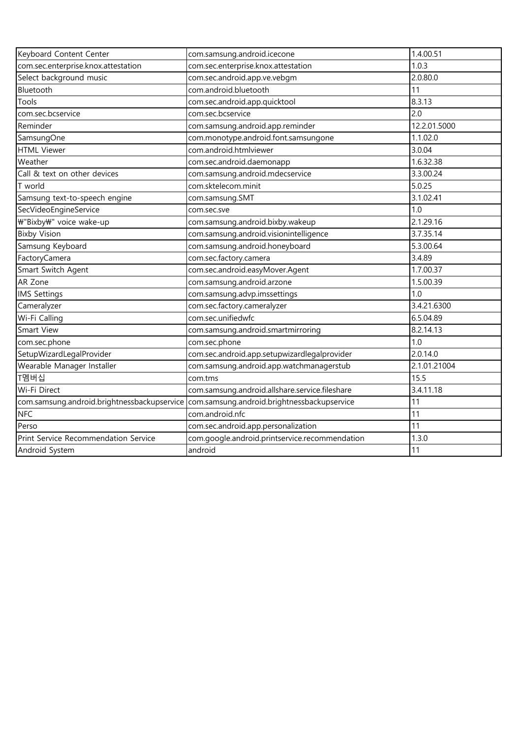| | | |
|---|---|---|
| Keyboard Content Center | com.samsung.android.icecone | 1.4.00.51 |
| com.sec.enterprise.knox.attestation | com.sec.enterprise.knox.attestation | 1.0.3 |
| Select background music | com.sec.android.app.ve.vebgm | 2.0.80.0 |
| Bluetooth | com.android.bluetooth | 11 |
| Tools | com.sec.android.app.quicktool | 8.3.13 |
| com.sec.bcservice | com.sec.bcservice | 2.0 |
| Reminder | com.samsung.android.app.reminder | 12.2.01.5000 |
| SamsungOne | com.monotype.android.font.samsungone | 1.1.02.0 |
| HTML Viewer | com.android.htmlviewer | 3.0.04 |
| Weather | com.sec.android.daemonapp | 1.6.32.38 |
| Call & text on other devices | com.samsung.android.mdecservice | 3.3.00.24 |
| T world | com.sktelecom.minit | 5.0.25 |
| Samsung text-to-speech engine | com.samsung.SMT | 3.1.02.41 |
| SecVideoEngineService | com.sec.sve | 1.0 |
| ₩"Bixby₩" voice wake-up | com.samsung.android.bixby.wakeup | 2.1.29.16 |
| Bixby Vision | com.samsung.android.visionintelligence | 3.7.35.14 |
| Samsung Keyboard | com.samsung.android.honeyboard | 5.3.00.64 |
| FactoryCamera | com.sec.factory.camera | 3.4.89 |
| Smart Switch Agent | com.sec.android.easyMover.Agent | 1.7.00.37 |
| AR Zone | com.samsung.android.arzone | 1.5.00.39 |
| IMS Settings | com.samsung.advp.imssettings | 1.0 |
| Cameralyzer | com.sec.factory.cameralyzer | 3.4.21.6300 |
| Wi-Fi Calling | com.sec.unifiedwfc | 6.5.04.89 |
| Smart View | com.samsung.android.smartmirroring | 8.2.14.13 |
| com.sec.phone | com.sec.phone | 1.0 |
| SetupWizardLegalProvider | com.sec.android.app.setupwizardlegalprovider | 2.0.14.0 |
| Wearable Manager Installer | com.samsung.android.app.watchmanagerstub | 2.1.01.21004 |
| T멤버십 | com.tms | 15.5 |
| Wi-Fi Direct | com.samsung.android.allshare.service.fileshare | 3.4.11.18 |
| com.samsung.android.brightnessbackupservice | com.samsung.android.brightnessbackupservice | 11 |
| NFC | com.android.nfc | 11 |
| Perso | com.sec.android.app.personalization | 11 |
| Print Service Recommendation Service | com.google.android.printservice.recommendation | 1.3.0 |
| Android System | android | 11 |